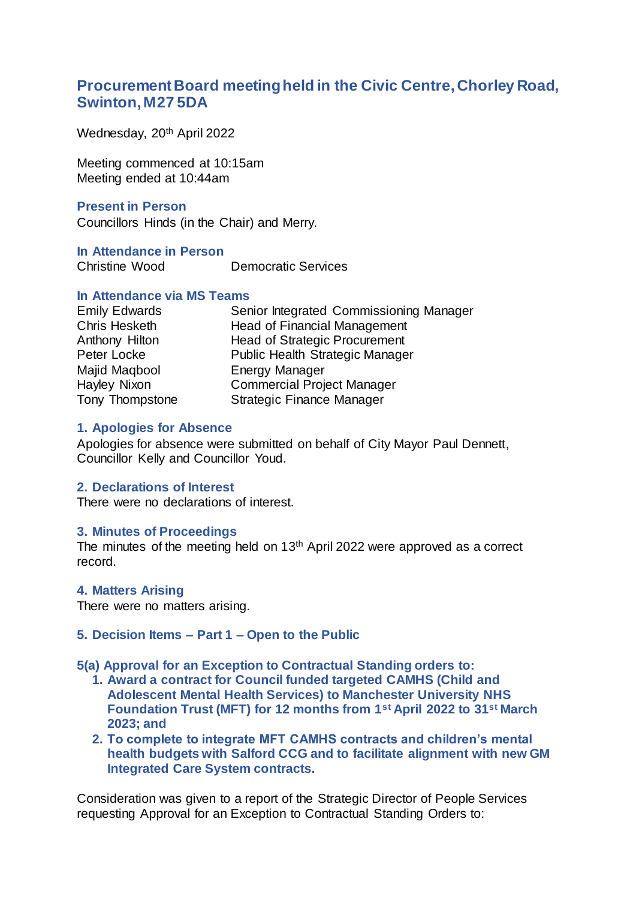# Procurement Board meeting held in the Civic Centre, Chorley Road, Swinton, M27 5DA

Wednesday, 20th April 2022

Meeting commenced at 10:15am
Meeting ended at 10:44am

### Present in Person

Councillors Hinds (in the Chair) and Merry.

### In Attendance in Person

| | |
|---|---|
| Christine Wood | Democratic Services |

### In Attendance via MS Teams

| | |
|---|---|
| Emily Edwards | Senior Integrated Commissioning Manager |
| Chris Hesketh | Head of Financial Management |
| Anthony Hilton | Head of Strategic Procurement |
| Peter Locke | Public Health Strategic Manager |
| Majid Maqbool | Energy Manager |
| Hayley Nixon | Commercial Project Manager |
| Tony Thompstone | Strategic Finance Manager |

### 1. Apologies for Absence

Apologies for absence were submitted on behalf of City Mayor Paul Dennett, Councillor Kelly and Councillor Youd.

### 2. Declarations of Interest

There were no declarations of interest.

### 3. Minutes of Proceedings

The minutes of the meeting held on 13th April 2022 were approved as a correct record.

### 4. Matters Arising

There were no matters arising.

### 5. Decision Items – Part 1 – Open to the Public

#### 5(a) Approval for an Exception to Contractual Standing orders to:

1. **Award a contract for Council funded targeted CAMHS (Child and Adolescent Mental Health Services) to Manchester University NHS Foundation Trust (MFT) for 12 months from 1st April 2022 to 31st March 2023; and**
2. **To complete to integrate MFT CAMHS contracts and children's mental health budgets with Salford CCG and to facilitate alignment with new GM Integrated Care System contracts.**

Consideration was given to a report of the Strategic Director of People Services requesting Approval for an Exception to Contractual Standing Orders to: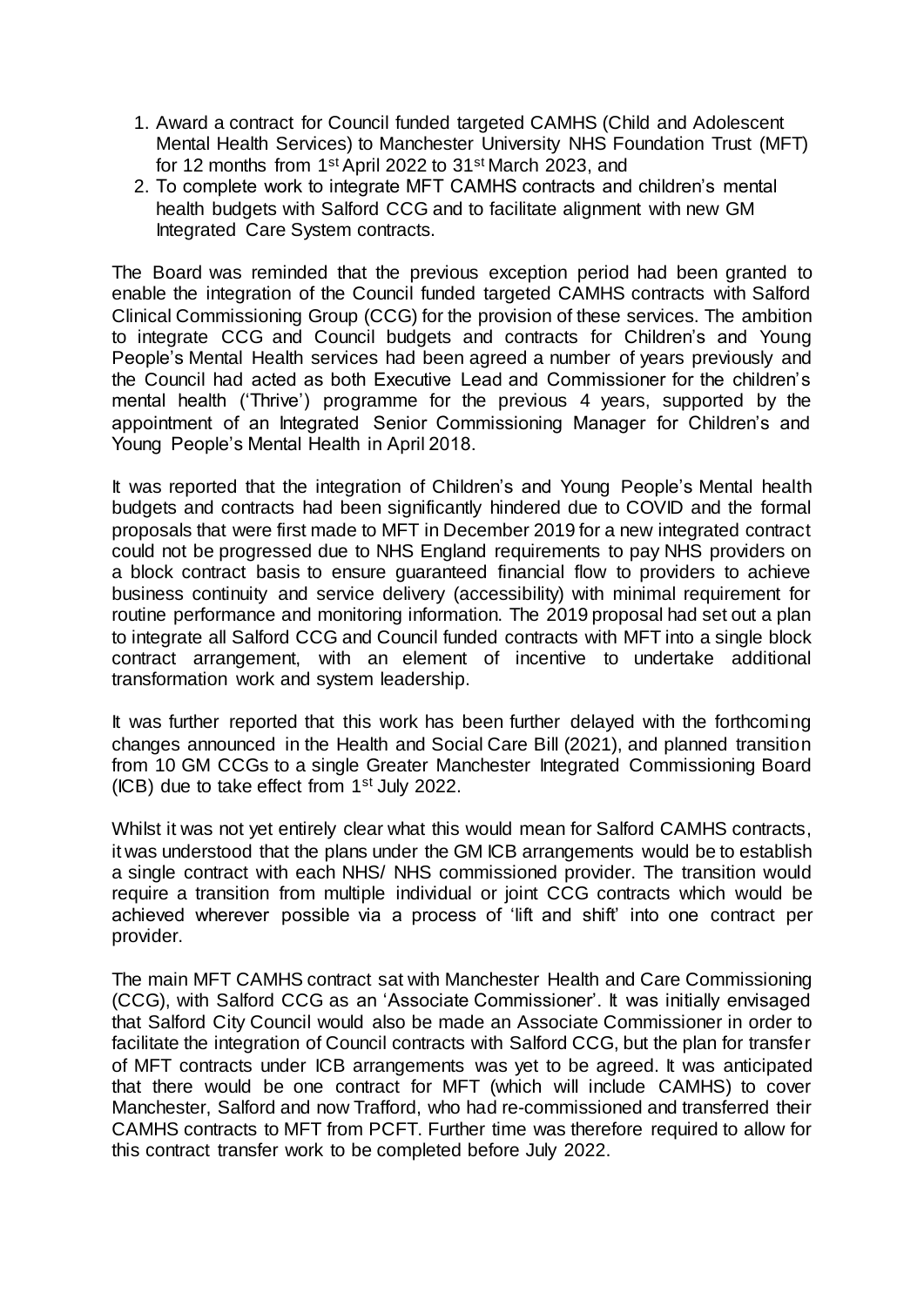1. Award a contract for Council funded targeted CAMHS (Child and Adolescent Mental Health Services) to Manchester University NHS Foundation Trust (MFT) for 12 months from 1st April 2022 to 31st March 2023, and
2. To complete work to integrate MFT CAMHS contracts and children's mental health budgets with Salford CCG and to facilitate alignment with new GM Integrated Care System contracts.

The Board was reminded that the previous exception period had been granted to enable the integration of the Council funded targeted CAMHS contracts with Salford Clinical Commissioning Group (CCG) for the provision of these services. The ambition to integrate CCG and Council budgets and contracts for Children's and Young People's Mental Health services had been agreed a number of years previously and the Council had acted as both Executive Lead and Commissioner for the children's mental health ('Thrive') programme for the previous 4 years, supported by the appointment of an Integrated Senior Commissioning Manager for Children's and Young People's Mental Health in April 2018.

It was reported that the integration of Children's and Young People's Mental health budgets and contracts had been significantly hindered due to COVID and the formal proposals that were first made to MFT in December 2019 for a new integrated contract could not be progressed due to NHS England requirements to pay NHS providers on a block contract basis to ensure guaranteed financial flow to providers to achieve business continuity and service delivery (accessibility) with minimal requirement for routine performance and monitoring information. The 2019 proposal had set out a plan to integrate all Salford CCG and Council funded contracts with MFT into a single block contract arrangement, with an element of incentive to undertake additional transformation work and system leadership.

It was further reported that this work has been further delayed with the forthcoming changes announced in the Health and Social Care Bill (2021), and planned transition from 10 GM CCGs to a single Greater Manchester Integrated Commissioning Board (ICB) due to take effect from 1st July 2022.

Whilst it was not yet entirely clear what this would mean for Salford CAMHS contracts, it was understood that the plans under the GM ICB arrangements would be to establish a single contract with each NHS/ NHS commissioned provider. The transition would require a transition from multiple individual or joint CCG contracts which would be achieved wherever possible via a process of 'lift and shift' into one contract per provider.

The main MFT CAMHS contract sat with Manchester Health and Care Commissioning (CCG), with Salford CCG as an 'Associate Commissioner'. It was initially envisaged that Salford City Council would also be made an Associate Commissioner in order to facilitate the integration of Council contracts with Salford CCG, but the plan for transfer of MFT contracts under ICB arrangements was yet to be agreed. It was anticipated that there would be one contract for MFT (which will include CAMHS) to cover Manchester, Salford and now Trafford, who had re-commissioned and transferred their CAMHS contracts to MFT from PCFT. Further time was therefore required to allow for this contract transfer work to be completed before July 2022.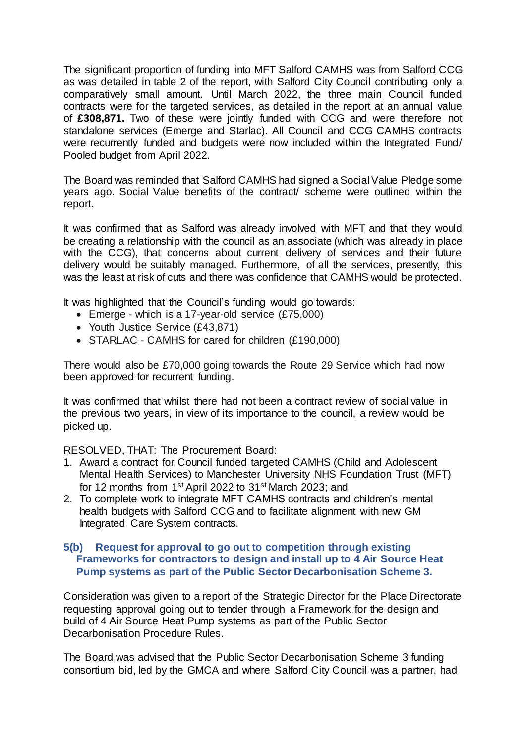The significant proportion of funding into MFT Salford CAMHS was from Salford CCG as was detailed in table 2 of the report, with Salford City Council contributing only a comparatively small amount. Until March 2022, the three main Council funded contracts were for the targeted services, as detailed in the report at an annual value of **£308,871.** Two of these were jointly funded with CCG and were therefore not standalone services (Emerge and Starlac). All Council and CCG CAMHS contracts were recurrently funded and budgets were now included within the Integrated Fund/ Pooled budget from April 2022.

The Board was reminded that Salford CAMHS had signed a Social Value Pledge some years ago. Social Value benefits of the contract/ scheme were outlined within the report.

It was confirmed that as Salford was already involved with MFT and that they would be creating a relationship with the council as an associate (which was already in place with the CCG), that concerns about current delivery of services and their future delivery would be suitably managed. Furthermore, of all the services, presently, this was the least at risk of cuts and there was confidence that CAMHS would be protected.

It was highlighted that the Council's funding would go towards:

- Emerge - which is a 17-year-old service (£75,000)
- Youth Justice Service (£43,871)
- STARLAC - CAMHS for cared for children (£190,000)

There would also be £70,000 going towards the Route 29 Service which had now been approved for recurrent funding.

It was confirmed that whilst there had not been a contract review of social value in the previous two years, in view of its importance to the council, a review would be picked up.

RESOLVED, THAT: The Procurement Board:

1. Award a contract for Council funded targeted CAMHS (Child and Adolescent Mental Health Services) to Manchester University NHS Foundation Trust (MFT) for 12 months from 1st April 2022 to 31st March 2023; and
2. To complete work to integrate MFT CAMHS contracts and children's mental health budgets with Salford CCG and to facilitate alignment with new GM Integrated Care System contracts.

### 5(b) Request for approval to go out to competition through existing Frameworks for contractors to design and install up to 4 Air Source Heat Pump systems as part of the Public Sector Decarbonisation Scheme 3.

Consideration was given to a report of the Strategic Director for the Place Directorate requesting approval going out to tender through a Framework for the design and build of 4 Air Source Heat Pump systems as part of the Public Sector Decarbonisation Procedure Rules.

The Board was advised that the Public Sector Decarbonisation Scheme 3 funding consortium bid, led by the GMCA and where Salford City Council was a partner, had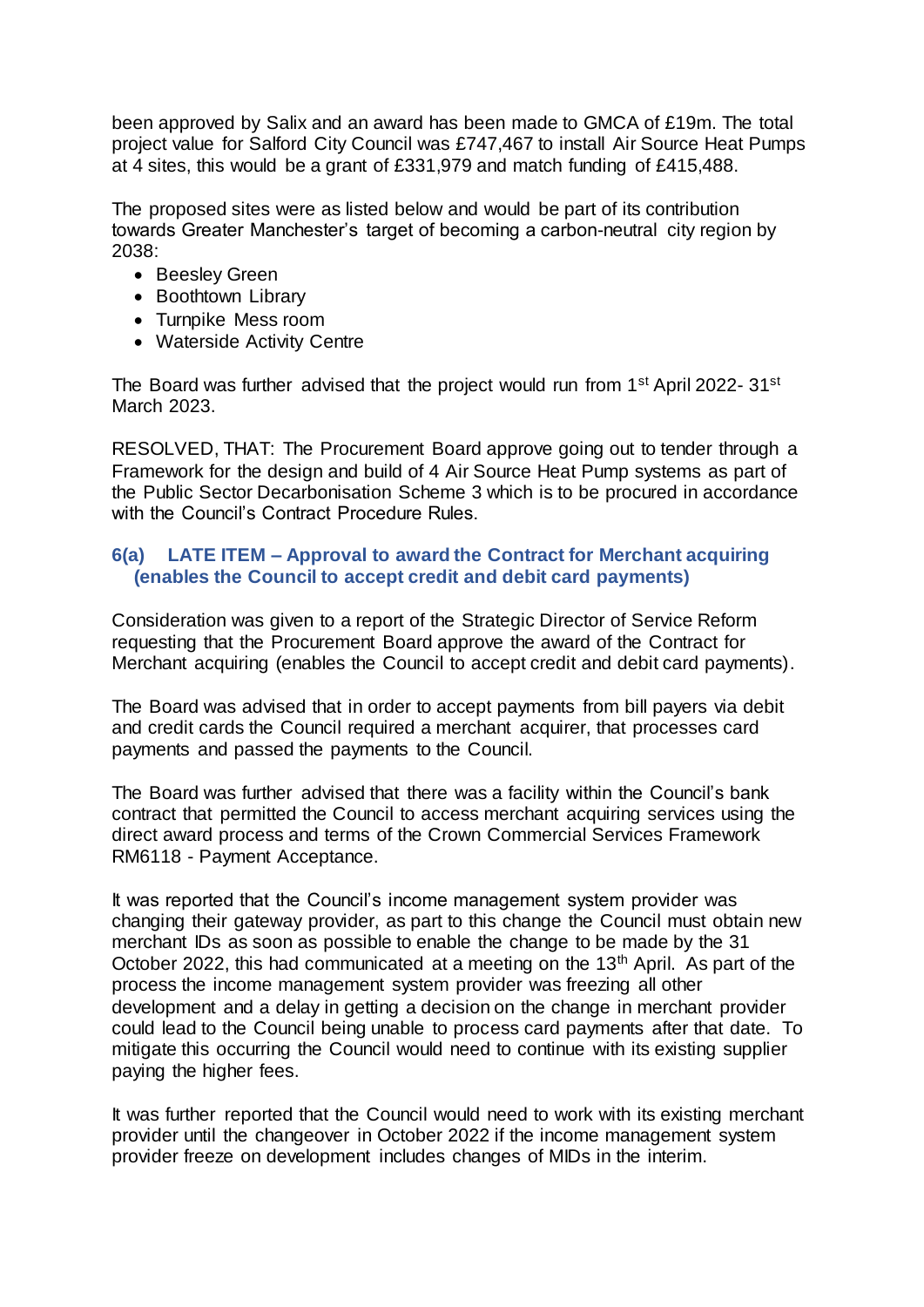been approved by Salix and an award has been made to GMCA of £19m. The total project value for Salford City Council was £747,467 to install Air Source Heat Pumps at 4 sites, this would be a grant of £331,979 and match funding of £415,488.

The proposed sites were as listed below and would be part of its contribution towards Greater Manchester's target of becoming a carbon-neutral city region by 2038:

- Beesley Green
- Boothtown Library
- Turnpike Mess room
- Waterside Activity Centre

The Board was further advised that the project would run from 1st April 2022- 31st March 2023.

RESOLVED, THAT: The Procurement Board approve going out to tender through a Framework for the design and build of 4 Air Source Heat Pump systems as part of the Public Sector Decarbonisation Scheme 3 which is to be procured in accordance with the Council's Contract Procedure Rules.

### 6(a) LATE ITEM – Approval to award the Contract for Merchant acquiring (enables the Council to accept credit and debit card payments)

Consideration was given to a report of the Strategic Director of Service Reform requesting that the Procurement Board approve the award of the Contract for Merchant acquiring (enables the Council to accept credit and debit card payments).

The Board was advised that in order to accept payments from bill payers via debit and credit cards the Council required a merchant acquirer, that processes card payments and passed the payments to the Council.

The Board was further advised that there was a facility within the Council's bank contract that permitted the Council to access merchant acquiring services using the direct award process and terms of the Crown Commercial Services Framework RM6118 - Payment Acceptance.

It was reported that the Council's income management system provider was changing their gateway provider, as part to this change the Council must obtain new merchant IDs as soon as possible to enable the change to be made by the 31 October 2022, this had communicated at a meeting on the 13th April. As part of the process the income management system provider was freezing all other development and a delay in getting a decision on the change in merchant provider could lead to the Council being unable to process card payments after that date. To mitigate this occurring the Council would need to continue with its existing supplier paying the higher fees.

It was further reported that the Council would need to work with its existing merchant provider until the changeover in October 2022 if the income management system provider freeze on development includes changes of MIDs in the interim.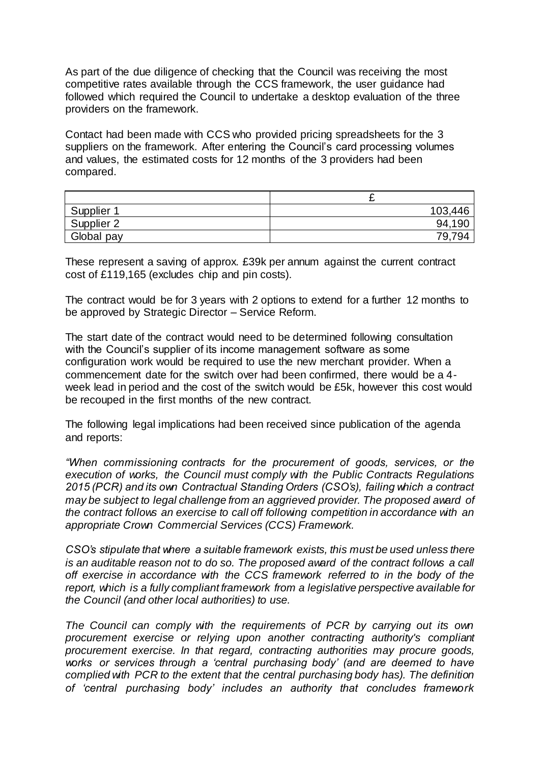As part of the due diligence of checking that the Council was receiving the most competitive rates available through the CCS framework, the user guidance had followed which required the Council to undertake a desktop evaluation of the three providers on the framework.

Contact had been made with CCS who provided pricing spreadsheets for the 3 suppliers on the framework. After entering the Council's card processing volumes and values, the estimated costs for 12 months of the 3 providers had been compared.

| | £ |
|---|---:|
| Supplier 1 | 103,446 |
| Supplier 2 | 94,190 |
| Global pay | 79,794 |

These represent a saving of approx. £39k per annum against the current contract cost of £119,165 (excludes chip and pin costs).

The contract would be for 3 years with 2 options to extend for a further 12 months to be approved by Strategic Director – Service Reform.

The start date of the contract would need to be determined following consultation with the Council's supplier of its income management software as some configuration work would be required to use the new merchant provider. When a commencement date for the switch over had been confirmed, there would be a 4-week lead in period and the cost of the switch would be £5k, however this cost would be recouped in the first months of the new contract.

The following legal implications had been received since publication of the agenda and reports:

*"When commissioning contracts for the procurement of goods, services, or the execution of works, the Council must comply with the Public Contracts Regulations 2015 (PCR) and its own Contractual Standing Orders (CSO's), failing which a contract may be subject to legal challenge from an aggrieved provider. The proposed award of the contract follows an exercise to call off following competition in accordance with an appropriate Crown Commercial Services (CCS) Framework.*

*CSO's stipulate that where a suitable framework exists, this must be used unless there is an auditable reason not to do so. The proposed award of the contract follows a call off exercise in accordance with the CCS framework referred to in the body of the report, which is a fully compliant framework from a legislative perspective available for the Council (and other local authorities) to use.*

*The Council can comply with the requirements of PCR by carrying out its own procurement exercise or relying upon another contracting authority's compliant procurement exercise. In that regard, contracting authorities may procure goods, works or services through a 'central purchasing body' (and are deemed to have complied with PCR to the extent that the central purchasing body has). The definition of 'central purchasing body' includes an authority that concludes framework*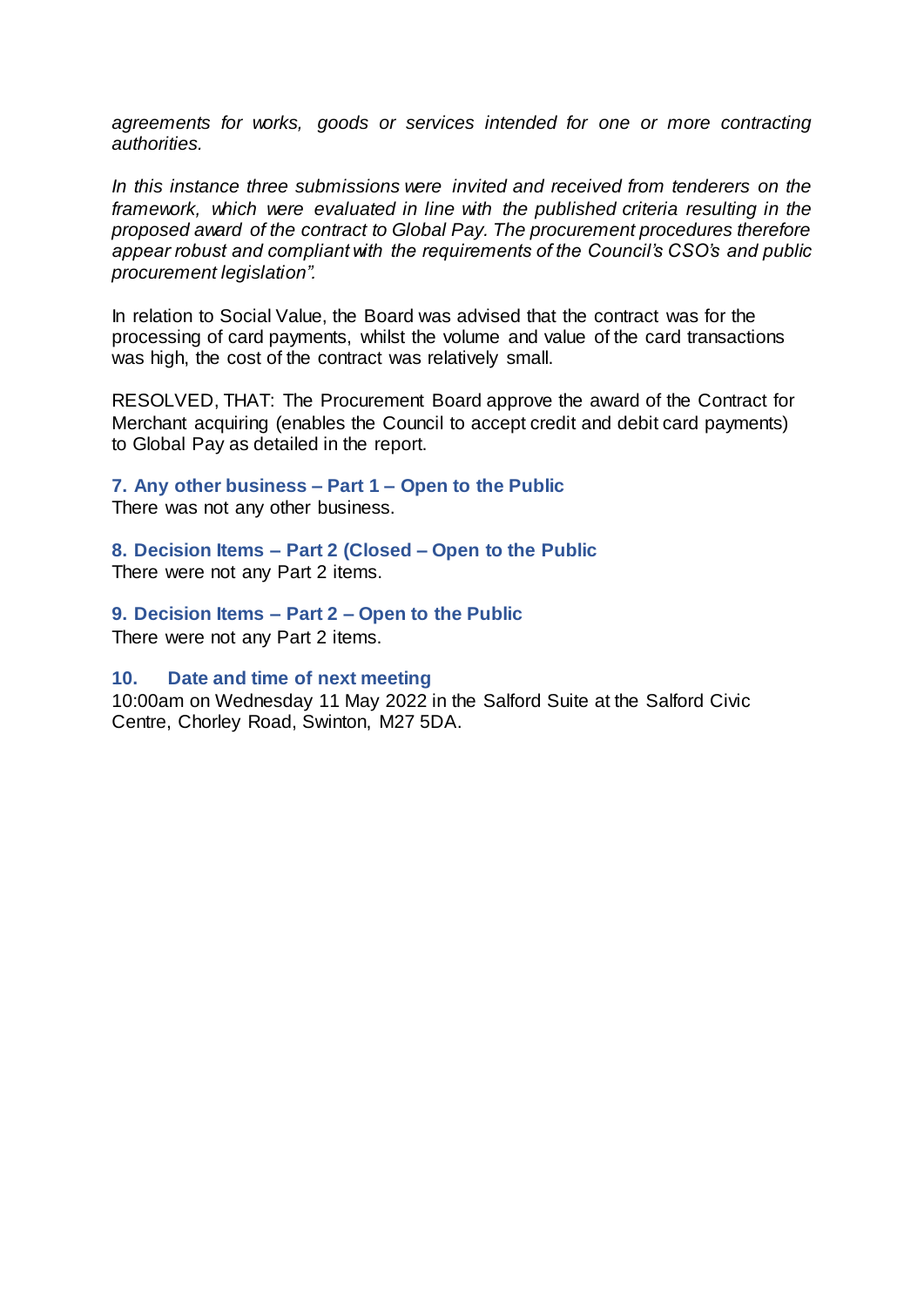*agreements for works, goods or services intended for one or more contracting authorities.*

*In this instance three submissions were invited and received from tenderers on the framework, which were evaluated in line with the published criteria resulting in the proposed award of the contract to Global Pay. The procurement procedures therefore appear robust and compliant with the requirements of the Council's CSO's and public procurement legislation".*

In relation to Social Value, the Board was advised that the contract was for the processing of card payments, whilst the volume and value of the card transactions was high, the cost of the contract was relatively small.

RESOLVED, THAT: The Procurement Board approve the award of the Contract for Merchant acquiring (enables the Council to accept credit and debit card payments) to Global Pay as detailed in the report.

### 7. Any other business – Part 1 – Open to the Public

There was not any other business.

### 8. Decision Items – Part 2 (Closed – Open to the Public

There were not any Part 2 items.

### 9. Decision Items – Part 2 – Open to the Public

There were not any Part 2 items.

### 10. Date and time of next meeting

10:00am on Wednesday 11 May 2022 in the Salford Suite at the Salford Civic Centre, Chorley Road, Swinton, M27 5DA.